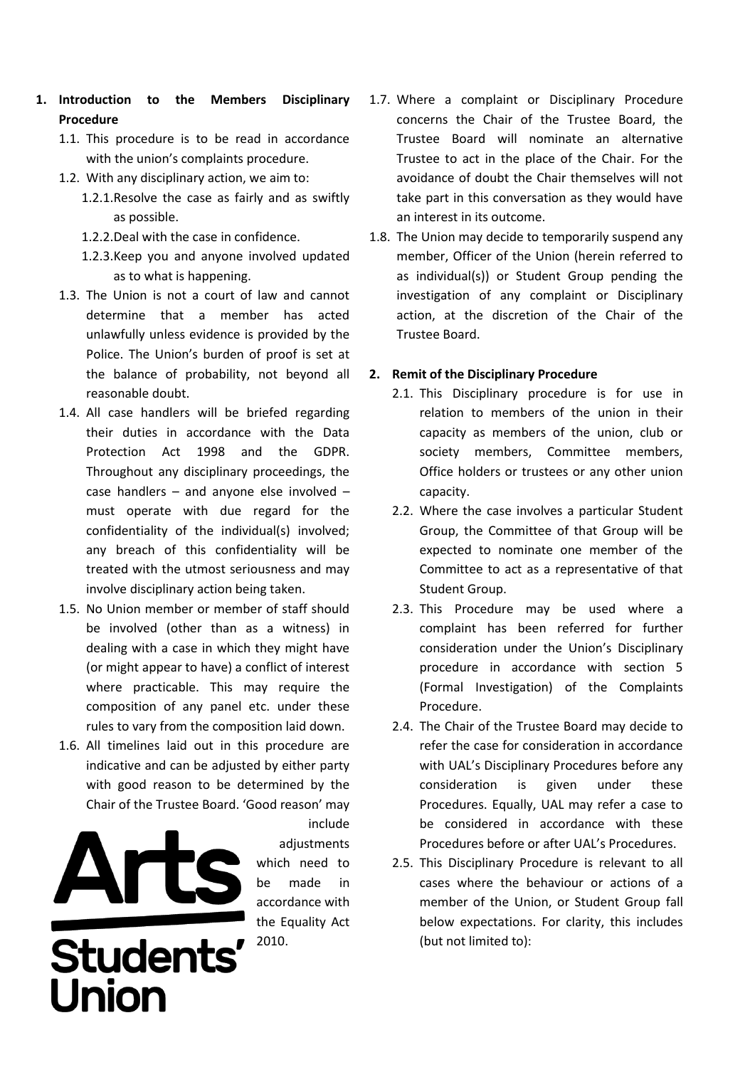## 1. Introduction to the Members Disciplinary Procedure

1.1. This procedure is to be read in accordance with the union's complaints procedure.

1.2. With any disciplinary action, we aim to:

- 1.2.1. Resolve the case as fairly and as swiftly as possible.
- 1.2.2. Deal with the case in confidence.
- 1.2.3. Keep you and anyone involved updated as to what is happening.

1.3. The Union is not a court of law and cannot determine that a member has acted unlawfully unless evidence is provided by the Police. The Union's burden of proof is set at the balance of probability, not beyond all reasonable doubt.

1.4. All case handlers will be briefed regarding their duties in accordance with the Data Protection Act 1998 and the GDPR. Throughout any disciplinary proceedings, the case handlers – and anyone else involved – must operate with due regard for the confidentiality of the individual(s) involved; any breach of this confidentiality will be treated with the utmost seriousness and may involve disciplinary action being taken.

1.5. No Union member or member of staff should be involved (other than as a witness) in dealing with a case in which they might have (or might appear to have) a conflict of interest where practicable. This may require the composition of any panel etc. under these rules to vary from the composition laid down.

1.6. All timelines laid out in this procedure are indicative and can be adjusted by either party with good reason to be determined by the Chair of the Trustee Board. 'Good reason' may include adjustments which need to be made in accordance with the Equality Act 2010.

1.7. Where a complaint or Disciplinary Procedure concerns the Chair of the Trustee Board, the Trustee Board will nominate an alternative Trustee to act in the place of the Chair. For the avoidance of doubt the Chair themselves will not take part in this conversation as they would have an interest in its outcome.

1.8. The Union may decide to temporarily suspend any member, Officer of the Union (herein referred to as individual(s)) or Student Group pending the investigation of any complaint or Disciplinary action, at the discretion of the Chair of the Trustee Board.

## 2. Remit of the Disciplinary Procedure

2.1. This Disciplinary procedure is for use in relation to members of the union in their capacity as members of the union, club or society members, Committee members, Office holders or trustees or any other union capacity.

2.2. Where the case involves a particular Student Group, the Committee of that Group will be expected to nominate one member of the Committee to act as a representative of that Student Group.

2.3. This Procedure may be used where a complaint has been referred for further consideration under the Union's Disciplinary procedure in accordance with section 5 (Formal Investigation) of the Complaints Procedure.

2.4. The Chair of the Trustee Board may decide to refer the case for consideration in accordance with UAL's Disciplinary Procedures before any consideration is given under these Procedures. Equally, UAL may refer a case to be considered in accordance with these Procedures before or after UAL's Procedures.

2.5. This Disciplinary Procedure is relevant to all cases where the behaviour or actions of a member of the Union, or Student Group fall below expectations. For clarity, this includes (but not limited to):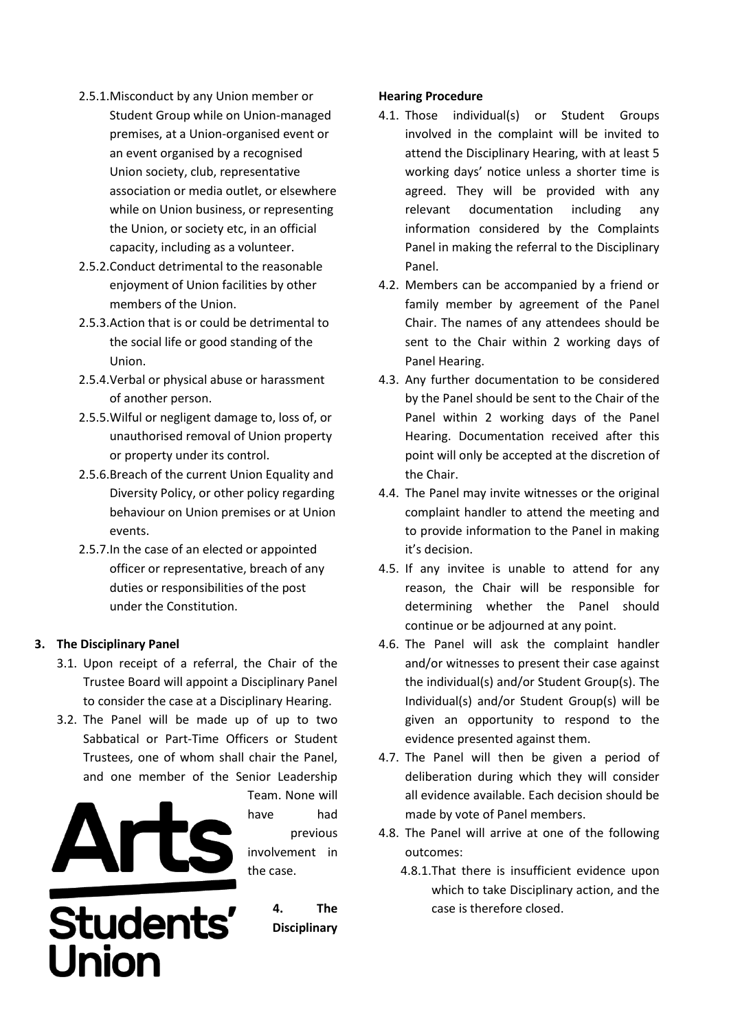2.5.1. Misconduct by any Union member or Student Group while on Union-managed premises, at a Union-organised event or an event organised by a recognised Union society, club, representative association or media outlet, or elsewhere while on Union business, or representing the Union, or society etc, in an official capacity, including as a volunteer.

2.5.2. Conduct detrimental to the reasonable enjoyment of Union facilities by other members of the Union.

2.5.3. Action that is or could be detrimental to the social life or good standing of the Union.

2.5.4. Verbal or physical abuse or harassment of another person.

2.5.5. Wilful or negligent damage to, loss of, or unauthorised removal of Union property or property under its control.

2.5.6. Breach of the current Union Equality and Diversity Policy, or other policy regarding behaviour on Union premises or at Union events.

2.5.7. In the case of an elected or appointed officer or representative, breach of any duties or responsibilities of the post under the Constitution.

## 3. The Disciplinary Panel

3.1. Upon receipt of a referral, the Chair of the Trustee Board will appoint a Disciplinary Panel to consider the case at a Disciplinary Hearing.

3.2. The Panel will be made up of up to two Sabbatical or Part-Time Officers or Student Trustees, one of whom shall chair the Panel, and one member of the Senior Leadership Team. None will have had previous involvement in the case.

## 4. The Disciplinary Hearing Procedure

4.1. Those individual(s) or Student Groups involved in the complaint will be invited to attend the Disciplinary Hearing, with at least 5 working days' notice unless a shorter time is agreed. They will be provided with any relevant documentation including any information considered by the Complaints Panel in making the referral to the Disciplinary Panel.

4.2. Members can be accompanied by a friend or family member by agreement of the Panel Chair. The names of any attendees should be sent to the Chair within 2 working days of Panel Hearing.

4.3. Any further documentation to be considered by the Panel should be sent to the Chair of the Panel within 2 working days of the Panel Hearing. Documentation received after this point will only be accepted at the discretion of the Chair.

4.4. The Panel may invite witnesses or the original complaint handler to attend the meeting and to provide information to the Panel in making it's decision.

4.5. If any invitee is unable to attend for any reason, the Chair will be responsible for determining whether the Panel should continue or be adjourned at any point.

4.6. The Panel will ask the complaint handler and/or witnesses to present their case against the individual(s) and/or Student Group(s). The Individual(s) and/or Student Group(s) will be given an opportunity to respond to the evidence presented against them.

4.7. The Panel will then be given a period of deliberation during which they will consider all evidence available. Each decision should be made by vote of Panel members.

4.8. The Panel will arrive at one of the following outcomes:

4.8.1. That there is insufficient evidence upon which to take Disciplinary action, and the case is therefore closed.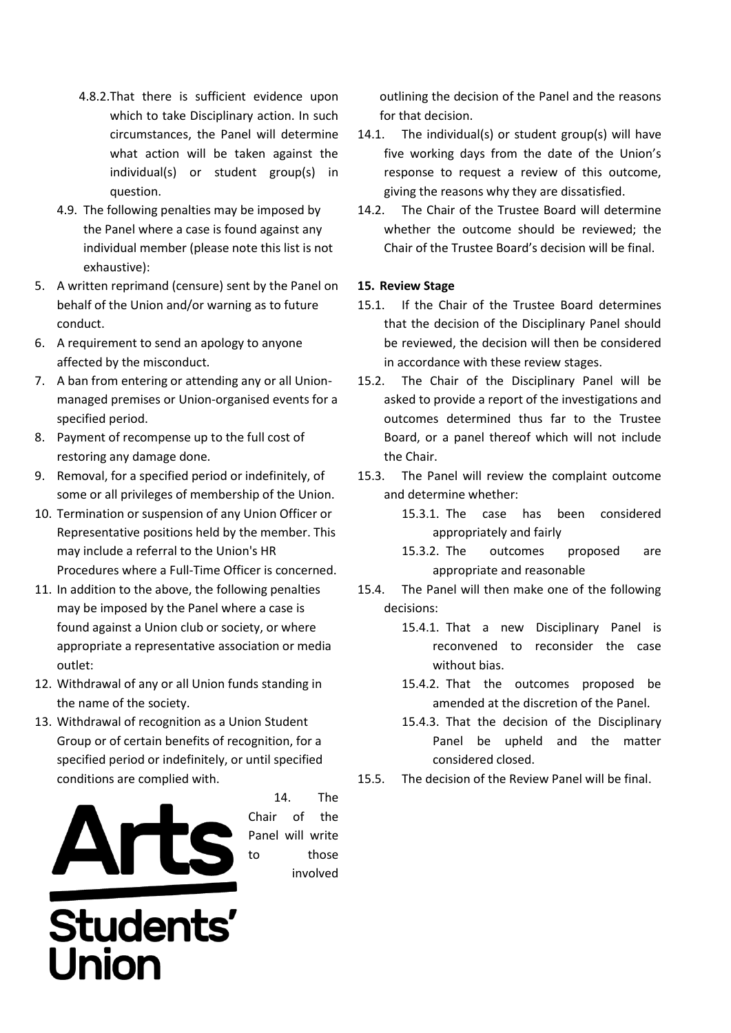4.8.2. That there is sufficient evidence upon which to take Disciplinary action. In such circumstances, the Panel will determine what action will be taken against the individual(s) or student group(s) in question.

4.9. The following penalties may be imposed by the Panel where a case is found against any individual member (please note this list is not exhaustive):

5. A written reprimand (censure) sent by the Panel on behalf of the Union and/or warning as to future conduct.
6. A requirement to send an apology to anyone affected by the misconduct.
7. A ban from entering or attending any or all Union-managed premises or Union-organised events for a specified period.
8. Payment of recompense up to the full cost of restoring any damage done.
9. Removal, for a specified period or indefinitely, of some or all privileges of membership of the Union.
10. Termination or suspension of any Union Officer or Representative positions held by the member. This may include a referral to the Union's HR Procedures where a Full-Time Officer is concerned.
11. In addition to the above, the following penalties may be imposed by the Panel where a case is found against a Union club or society, or where appropriate a representative association or media outlet:
12. Withdrawal of any or all Union funds standing in the name of the society.
13. Withdrawal of recognition as a Union Student Group or of certain benefits of recognition, for a specified period or indefinitely, or until specified conditions are complied with.
14. The Chair of the Panel will write to those involved outlining the decision of the Panel and the reasons for that decision.

14.1. The individual(s) or student group(s) will have five working days from the date of the Union's response to request a review of this outcome, giving the reasons why they are dissatisfied.

14.2. The Chair of the Trustee Board will determine whether the outcome should be reviewed; the Chair of the Trustee Board's decision will be final.

**15. Review Stage**

15.1. If the Chair of the Trustee Board determines that the decision of the Disciplinary Panel should be reviewed, the decision will then be considered in accordance with these review stages.

15.2. The Chair of the Disciplinary Panel will be asked to provide a report of the investigations and outcomes determined thus far to the Trustee Board, or a panel thereof which will not include the Chair.

15.3. The Panel will review the complaint outcome and determine whether:

15.3.1. The case has been considered appropriately and fairly

15.3.2. The outcomes proposed are appropriate and reasonable

15.4. The Panel will then make one of the following decisions:

15.4.1. That a new Disciplinary Panel is reconvened to reconsider the case without bias.

15.4.2. That the outcomes proposed be amended at the discretion of the Panel.

15.4.3. That the decision of the Disciplinary Panel be upheld and the matter considered closed.

15.5. The decision of the Review Panel will be final.

Arts Students' Union